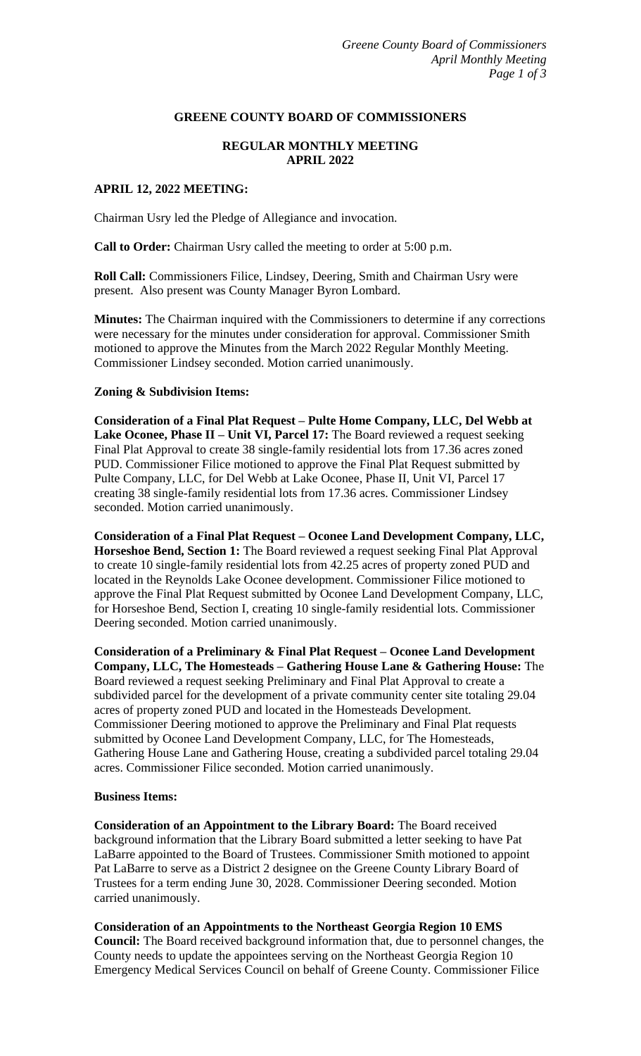## GREENE COUNTY BOARD OF COMMISSIONERS

### REGULAR MONTHLY MEETING
### APRIL 2022

**APRIL 12, 2022 MEETING:**

Chairman Usry led the Pledge of Allegiance and invocation.

**Call to Order:** Chairman Usry called the meeting to order at 5:00 p.m.

**Roll Call:** Commissioners Filice, Lindsey, Deering, Smith and Chairman Usry were present. Also present was County Manager Byron Lombard.

**Minutes:** The Chairman inquired with the Commissioners to determine if any corrections were necessary for the minutes under consideration for approval. Commissioner Smith motioned to approve the Minutes from the March 2022 Regular Monthly Meeting. Commissioner Lindsey seconded. Motion carried unanimously.

**Zoning & Subdivision Items:**

**Consideration of a Final Plat Request – Pulte Home Company, LLC, Del Webb at Lake Oconee, Phase II – Unit VI, Parcel 17:** The Board reviewed a request seeking Final Plat Approval to create 38 single-family residential lots from 17.36 acres zoned PUD. Commissioner Filice motioned to approve the Final Plat Request submitted by Pulte Company, LLC, for Del Webb at Lake Oconee, Phase II, Unit VI, Parcel 17 creating 38 single-family residential lots from 17.36 acres. Commissioner Lindsey seconded. Motion carried unanimously.

**Consideration of a Final Plat Request – Oconee Land Development Company, LLC, Horseshoe Bend, Section 1:** The Board reviewed a request seeking Final Plat Approval to create 10 single-family residential lots from 42.25 acres of property zoned PUD and located in the Reynolds Lake Oconee development. Commissioner Filice motioned to approve the Final Plat Request submitted by Oconee Land Development Company, LLC, for Horseshoe Bend, Section I, creating 10 single-family residential lots. Commissioner Deering seconded. Motion carried unanimously.

**Consideration of a Preliminary & Final Plat Request – Oconee Land Development Company, LLC, The Homesteads – Gathering House Lane & Gathering House:** The Board reviewed a request seeking Preliminary and Final Plat Approval to create a subdivided parcel for the development of a private community center site totaling 29.04 acres of property zoned PUD and located in the Homesteads Development. Commissioner Deering motioned to approve the Preliminary and Final Plat requests submitted by Oconee Land Development Company, LLC, for The Homesteads, Gathering House Lane and Gathering House, creating a subdivided parcel totaling 29.04 acres. Commissioner Filice seconded. Motion carried unanimously.

**Business Items:**

**Consideration of an Appointment to the Library Board:** The Board received background information that the Library Board submitted a letter seeking to have Pat LaBarre appointed to the Board of Trustees. Commissioner Smith motioned to appoint Pat LaBarre to serve as a District 2 designee on the Greene County Library Board of Trustees for a term ending June 30, 2028. Commissioner Deering seconded. Motion carried unanimously.

**Consideration of an Appointments to the Northeast Georgia Region 10 EMS Council:** The Board received background information that, due to personnel changes, the County needs to update the appointees serving on the Northeast Georgia Region 10 Emergency Medical Services Council on behalf of Greene County. Commissioner Filice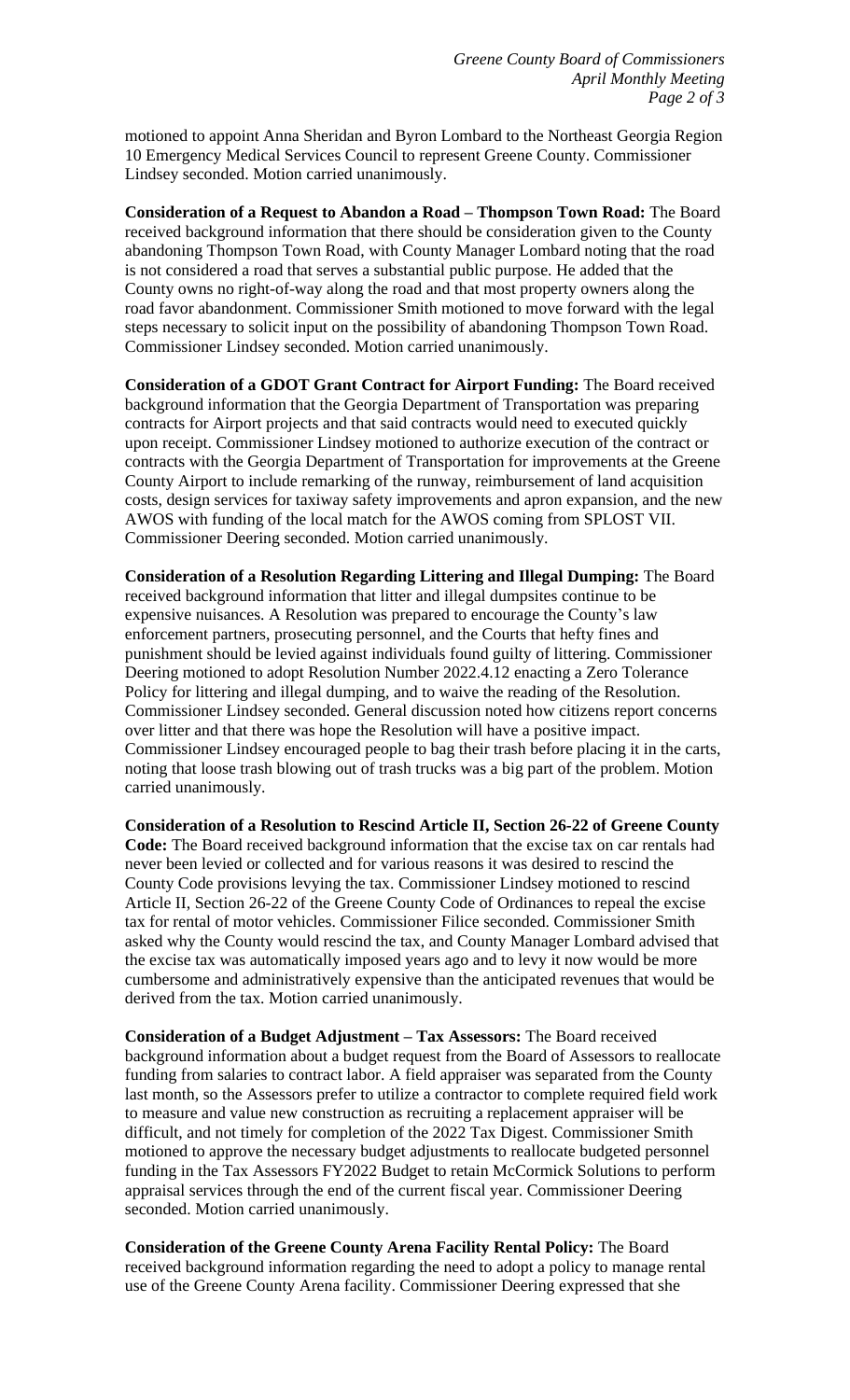motioned to appoint Anna Sheridan and Byron Lombard to the Northeast Georgia Region 10 Emergency Medical Services Council to represent Greene County. Commissioner Lindsey seconded. Motion carried unanimously.

**Consideration of a Request to Abandon a Road – Thompson Town Road:** The Board received background information that there should be consideration given to the County abandoning Thompson Town Road, with County Manager Lombard noting that the road is not considered a road that serves a substantial public purpose. He added that the County owns no right-of-way along the road and that most property owners along the road favor abandonment. Commissioner Smith motioned to move forward with the legal steps necessary to solicit input on the possibility of abandoning Thompson Town Road. Commissioner Lindsey seconded. Motion carried unanimously.

**Consideration of a GDOT Grant Contract for Airport Funding:** The Board received background information that the Georgia Department of Transportation was preparing contracts for Airport projects and that said contracts would need to executed quickly upon receipt. Commissioner Lindsey motioned to authorize execution of the contract or contracts with the Georgia Department of Transportation for improvements at the Greene County Airport to include remarking of the runway, reimbursement of land acquisition costs, design services for taxiway safety improvements and apron expansion, and the new AWOS with funding of the local match for the AWOS coming from SPLOST VII. Commissioner Deering seconded. Motion carried unanimously.

**Consideration of a Resolution Regarding Littering and Illegal Dumping:** The Board received background information that litter and illegal dumpsites continue to be expensive nuisances. A Resolution was prepared to encourage the County's law enforcement partners, prosecuting personnel, and the Courts that hefty fines and punishment should be levied against individuals found guilty of littering. Commissioner Deering motioned to adopt Resolution Number 2022.4.12 enacting a Zero Tolerance Policy for littering and illegal dumping, and to waive the reading of the Resolution. Commissioner Lindsey seconded. General discussion noted how citizens report concerns over litter and that there was hope the Resolution will have a positive impact. Commissioner Lindsey encouraged people to bag their trash before placing it in the carts, noting that loose trash blowing out of trash trucks was a big part of the problem. Motion carried unanimously.

**Consideration of a Resolution to Rescind Article II, Section 26-22 of Greene County Code:** The Board received background information that the excise tax on car rentals had never been levied or collected and for various reasons it was desired to rescind the County Code provisions levying the tax. Commissioner Lindsey motioned to rescind Article II, Section 26-22 of the Greene County Code of Ordinances to repeal the excise tax for rental of motor vehicles. Commissioner Filice seconded. Commissioner Smith asked why the County would rescind the tax, and County Manager Lombard advised that the excise tax was automatically imposed years ago and to levy it now would be more cumbersome and administratively expensive than the anticipated revenues that would be derived from the tax. Motion carried unanimously.

**Consideration of a Budget Adjustment – Tax Assessors:** The Board received background information about a budget request from the Board of Assessors to reallocate funding from salaries to contract labor. A field appraiser was separated from the County last month, so the Assessors prefer to utilize a contractor to complete required field work to measure and value new construction as recruiting a replacement appraiser will be difficult, and not timely for completion of the 2022 Tax Digest. Commissioner Smith motioned to approve the necessary budget adjustments to reallocate budgeted personnel funding in the Tax Assessors FY2022 Budget to retain McCormick Solutions to perform appraisal services through the end of the current fiscal year. Commissioner Deering seconded. Motion carried unanimously.

**Consideration of the Greene County Arena Facility Rental Policy:** The Board received background information regarding the need to adopt a policy to manage rental use of the Greene County Arena facility. Commissioner Deering expressed that she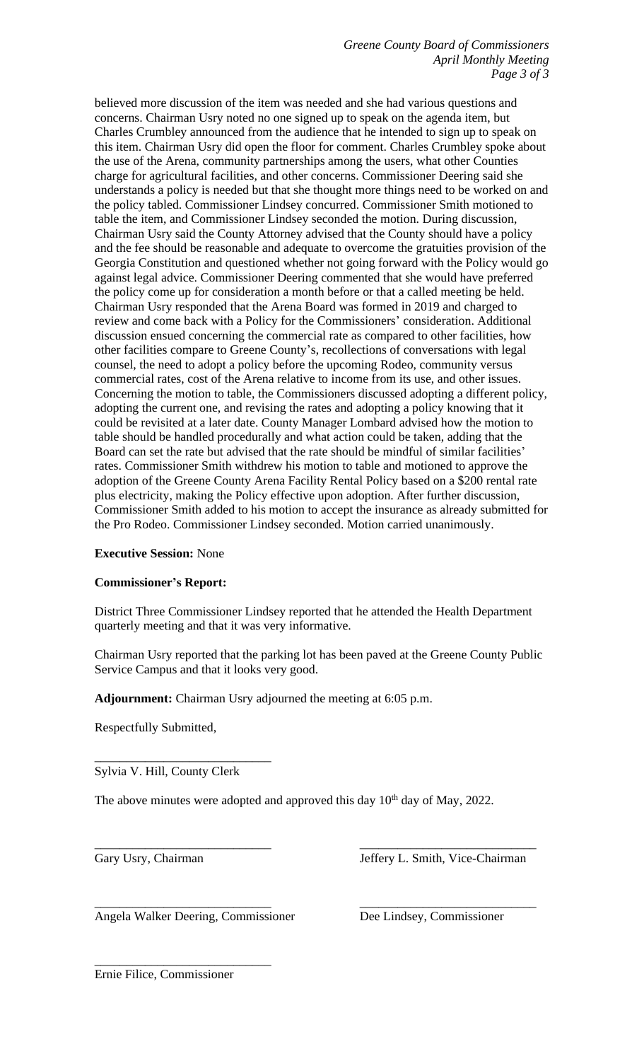believed more discussion of the item was needed and she had various questions and concerns. Chairman Usry noted no one signed up to speak on the agenda item, but Charles Crumbley announced from the audience that he intended to sign up to speak on this item. Chairman Usry did open the floor for comment. Charles Crumbley spoke about the use of the Arena, community partnerships among the users, what other Counties charge for agricultural facilities, and other concerns. Commissioner Deering said she understands a policy is needed but that she thought more things need to be worked on and the policy tabled. Commissioner Lindsey concurred. Commissioner Smith motioned to table the item, and Commissioner Lindsey seconded the motion. During discussion, Chairman Usry said the County Attorney advised that the County should have a policy and the fee should be reasonable and adequate to overcome the gratuities provision of the Georgia Constitution and questioned whether not going forward with the Policy would go against legal advice. Commissioner Deering commented that she would have preferred the policy come up for consideration a month before or that a called meeting be held. Chairman Usry responded that the Arena Board was formed in 2019 and charged to review and come back with a Policy for the Commissioners' consideration. Additional discussion ensued concerning the commercial rate as compared to other facilities, how other facilities compare to Greene County's, recollections of conversations with legal counsel, the need to adopt a policy before the upcoming Rodeo, community versus commercial rates, cost of the Arena relative to income from its use, and other issues. Concerning the motion to table, the Commissioners discussed adopting a different policy, adopting the current one, and revising the rates and adopting a policy knowing that it could be revisited at a later date. County Manager Lombard advised how the motion to table should be handled procedurally and what action could be taken, adding that the Board can set the rate but advised that the rate should be mindful of similar facilities' rates. Commissioner Smith withdrew his motion to table and motioned to approve the adoption of the Greene County Arena Facility Rental Policy based on a $200 rental rate plus electricity, making the Policy effective upon adoption. After further discussion, Commissioner Smith added to his motion to accept the insurance as already submitted for the Pro Rodeo. Commissioner Lindsey seconded. Motion carried unanimously.

**Executive Session:** None

**Commissioner's Report:**

District Three Commissioner Lindsey reported that he attended the Health Department quarterly meeting and that it was very informative.

Chairman Usry reported that the parking lot has been paved at the Greene County Public Service Campus and that it looks very good.

**Adjournment:** Chairman Usry adjourned the meeting at 6:05 p.m.

Respectfully Submitted,

\_\_\_\_\_\_\_\_\_\_\_\_\_\_\_\_\_\_\_\_\_\_\_\_\_\_\_\_
Sylvia V. Hill, County Clerk

The above minutes were adopted and approved this day 10th day of May, 2022.

\_\_\_\_\_\_\_\_\_\_\_\_\_\_\_\_\_\_\_\_\_\_\_\_\_\_\_\_
Gary Usry, Chairman

\_\_\_\_\_\_\_\_\_\_\_\_\_\_\_\_\_\_\_\_\_\_\_\_\_\_\_\_
Jeffery L. Smith, Vice-Chairman

\_\_\_\_\_\_\_\_\_\_\_\_\_\_\_\_\_\_\_\_\_\_\_\_\_\_\_\_
Angela Walker Deering, Commissioner

\_\_\_\_\_\_\_\_\_\_\_\_\_\_\_\_\_\_\_\_\_\_\_\_\_\_\_\_
Dee Lindsey, Commissioner

\_\_\_\_\_\_\_\_\_\_\_\_\_\_\_\_\_\_\_\_\_\_\_\_\_\_\_\_
Ernie Filice, Commissioner